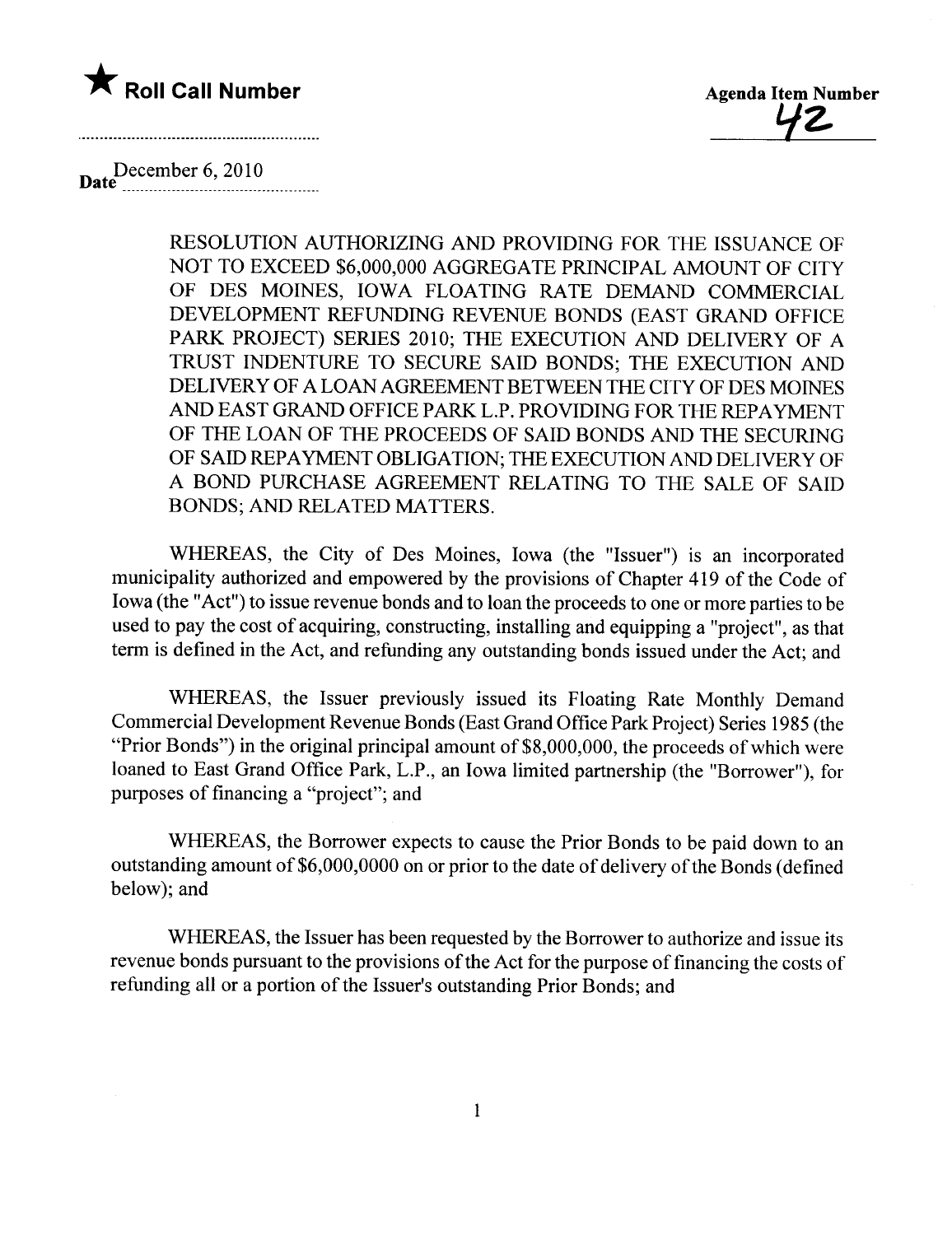★ **Roll Call Number**

**Agenda Item Number**
42

Date December 6, 2010

RESOLUTION AUTHORIZING AND PROVIDING FOR THE ISSUANCE OF NOT TO EXCEED $6,000,000 AGGREGATE PRINCIPAL AMOUNT OF CITY OF DES MOINES, IOWA FLOATING RATE DEMAND COMMERCIAL DEVELOPMENT REFUNDING REVENUE BONDS (EAST GRAND OFFICE PARK PROJECT) SERIES 2010; THE EXECUTION AND DELIVERY OF A TRUST INDENTURE TO SECURE SAID BONDS; THE EXECUTION AND DELIVERY OF A LOAN AGREEMENT BETWEEN THE CITY OF DES MOINES AND EAST GRAND OFFICE PARK L.P. PROVIDING FOR THE REPAYMENT OF THE LOAN OF THE PROCEEDS OF SAID BONDS AND THE SECURING OF SAID REPAYMENT OBLIGATION; THE EXECUTION AND DELIVERY OF A BOND PURCHASE AGREEMENT RELATING TO THE SALE OF SAID BONDS; AND RELATED MATTERS.

WHEREAS, the City of Des Moines, Iowa (the "Issuer") is an incorporated municipality authorized and empowered by the provisions of Chapter 419 of the Code of Iowa (the "Act") to issue revenue bonds and to loan the proceeds to one or more parties to be used to pay the cost of acquiring, constructing, installing and equipping a "project", as that term is defined in the Act, and refunding any outstanding bonds issued under the Act; and

WHEREAS, the Issuer previously issued its Floating Rate Monthly Demand Commercial Development Revenue Bonds (East Grand Office Park Project) Series 1985 (the "Prior Bonds") in the original principal amount of $8,000,000, the proceeds of which were loaned to East Grand Office Park, L.P., an Iowa limited partnership (the "Borrower"), for purposes of financing a "project"; and

WHEREAS, the Borrower expects to cause the Prior Bonds to be paid down to an outstanding amount of $6,000,0000 on or prior to the date of delivery of the Bonds (defined below); and

WHEREAS, the Issuer has been requested by the Borrower to authorize and issue its revenue bonds pursuant to the provisions of the Act for the purpose of financing the costs of refunding all or a portion of the Issuer's outstanding Prior Bonds; and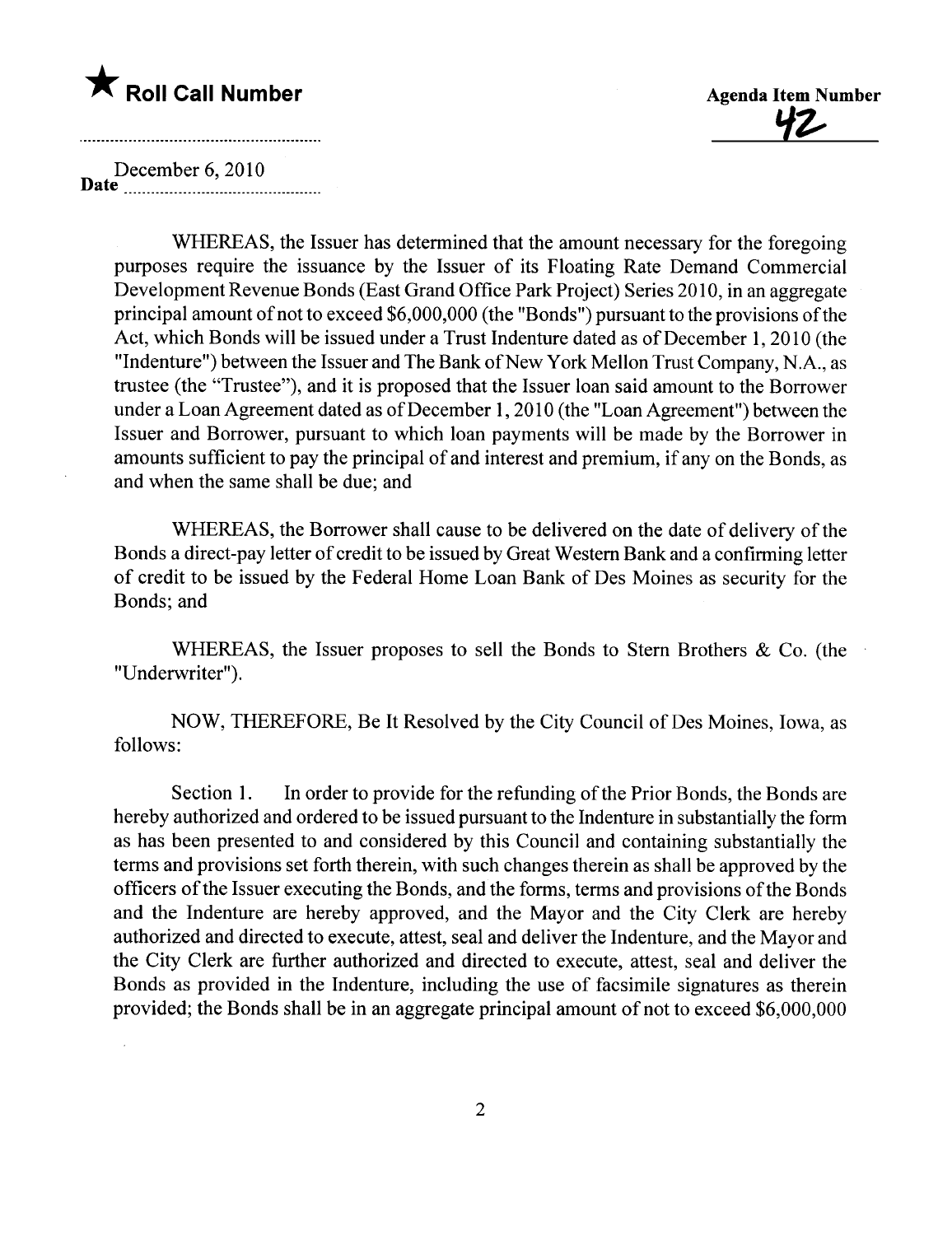★ **Roll Call Number**

**Agenda Item Number**
42

Date December 6, 2010

WHEREAS, the Issuer has determined that the amount necessary for the foregoing purposes require the issuance by the Issuer of its Floating Rate Demand Commercial Development Revenue Bonds (East Grand Office Park Project) Series 2010, in an aggregate principal amount of not to exceed $6,000,000 (the "Bonds") pursuant to the provisions of the Act, which Bonds will be issued under a Trust Indenture dated as of December 1, 2010 (the "Indenture") between the Issuer and The Bank of New York Mellon Trust Company, N.A., as trustee (the "Trustee"), and it is proposed that the Issuer loan said amount to the Borrower under a Loan Agreement dated as of December 1, 2010 (the "Loan Agreement") between the Issuer and Borrower, pursuant to which loan payments will be made by the Borrower in amounts sufficient to pay the principal of and interest and premium, if any on the Bonds, as and when the same shall be due; and

WHEREAS, the Borrower shall cause to be delivered on the date of delivery of the Bonds a direct-pay letter of credit to be issued by Great Western Bank and a confirming letter of credit to be issued by the Federal Home Loan Bank of Des Moines as security for the Bonds; and

WHEREAS, the Issuer proposes to sell the Bonds to Stern Brothers & Co. (the "Underwriter").

NOW, THEREFORE, Be It Resolved by the City Council of Des Moines, Iowa, as follows:

Section 1. In order to provide for the refunding of the Prior Bonds, the Bonds are hereby authorized and ordered to be issued pursuant to the Indenture in substantially the form as has been presented to and considered by this Council and containing substantially the terms and provisions set forth therein, with such changes therein as shall be approved by the officers of the Issuer executing the Bonds, and the forms, terms and provisions of the Bonds and the Indenture are hereby approved, and the Mayor and the City Clerk are hereby authorized and directed to execute, attest, seal and deliver the Indenture, and the Mayor and the City Clerk are further authorized and directed to execute, attest, seal and deliver the Bonds as provided in the Indenture, including the use of facsimile signatures as therein provided; the Bonds shall be in an aggregate principal amount of not to exceed $6,000,000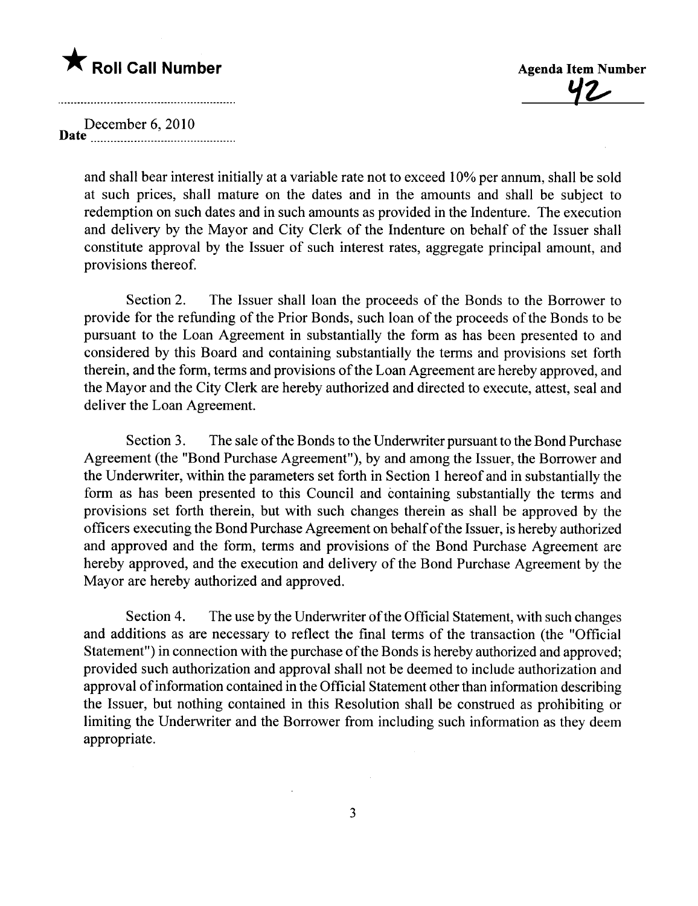★ **Roll Call Number**

**Agenda Item Number**

42

December 6, 2010

**Date**

and shall bear interest initially at a variable rate not to exceed 10% per annum, shall be sold at such prices, shall mature on the dates and in the amounts and shall be subject to redemption on such dates and in such amounts as provided in the Indenture. The execution and delivery by the Mayor and City Clerk of the Indenture on behalf of the Issuer shall constitute approval by the Issuer of such interest rates, aggregate principal amount, and provisions thereof.

Section 2. The Issuer shall loan the proceeds of the Bonds to the Borrower to provide for the refunding of the Prior Bonds, such loan of the proceeds of the Bonds to be pursuant to the Loan Agreement in substantially the form as has been presented to and considered by this Board and containing substantially the terms and provisions set forth therein, and the form, terms and provisions of the Loan Agreement are hereby approved, and the Mayor and the City Clerk are hereby authorized and directed to execute, attest, seal and deliver the Loan Agreement.

Section 3. The sale of the Bonds to the Underwriter pursuant to the Bond Purchase Agreement (the "Bond Purchase Agreement"), by and among the Issuer, the Borrower and the Underwriter, within the parameters set forth in Section 1 hereof and in substantially the form as has been presented to this Council and containing substantially the terms and provisions set forth therein, but with such changes therein as shall be approved by the officers executing the Bond Purchase Agreement on behalf of the Issuer, is hereby authorized and approved and the form, terms and provisions of the Bond Purchase Agreement are hereby approved, and the execution and delivery of the Bond Purchase Agreement by the Mayor are hereby authorized and approved.

Section 4. The use by the Underwriter of the Official Statement, with such changes and additions as are necessary to reflect the final terms of the transaction (the "Official Statement") in connection with the purchase of the Bonds is hereby authorized and approved; provided such authorization and approval shall not be deemed to include authorization and approval of information contained in the Official Statement other than information describing the Issuer, but nothing contained in this Resolution shall be construed as prohibiting or limiting the Underwriter and the Borrower from including such information as they deem appropriate.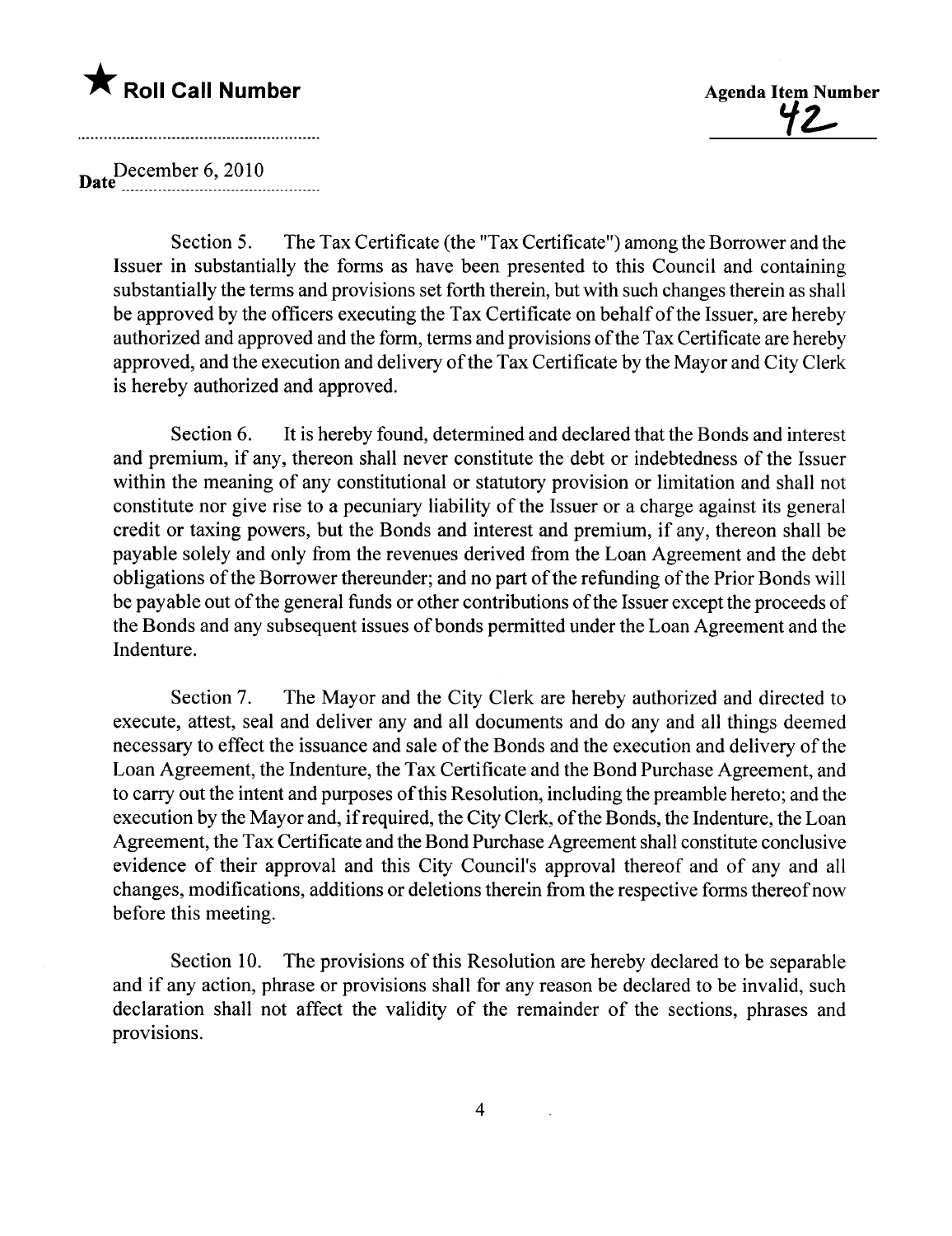★ **Roll Call Number**

**Agenda Item Number**
42

Date December 6, 2010

Section 5. The Tax Certificate (the "Tax Certificate") among the Borrower and the Issuer in substantially the forms as have been presented to this Council and containing substantially the terms and provisions set forth therein, but with such changes therein as shall be approved by the officers executing the Tax Certificate on behalf of the Issuer, are hereby authorized and approved and the form, terms and provisions of the Tax Certificate are hereby approved, and the execution and delivery of the Tax Certificate by the Mayor and City Clerk is hereby authorized and approved.

Section 6. It is hereby found, determined and declared that the Bonds and interest and premium, if any, thereon shall never constitute the debt or indebtedness of the Issuer within the meaning of any constitutional or statutory provision or limitation and shall not constitute nor give rise to a pecuniary liability of the Issuer or a charge against its general credit or taxing powers, but the Bonds and interest and premium, if any, thereon shall be payable solely and only from the revenues derived from the Loan Agreement and the debt obligations of the Borrower thereunder; and no part of the refunding of the Prior Bonds will be payable out of the general funds or other contributions of the Issuer except the proceeds of the Bonds and any subsequent issues of bonds permitted under the Loan Agreement and the Indenture.

Section 7. The Mayor and the City Clerk are hereby authorized and directed to execute, attest, seal and deliver any and all documents and do any and all things deemed necessary to effect the issuance and sale of the Bonds and the execution and delivery of the Loan Agreement, the Indenture, the Tax Certificate and the Bond Purchase Agreement, and to carry out the intent and purposes of this Resolution, including the preamble hereto; and the execution by the Mayor and, if required, the City Clerk, of the Bonds, the Indenture, the Loan Agreement, the Tax Certificate and the Bond Purchase Agreement shall constitute conclusive evidence of their approval and this City Council's approval thereof and of any and all changes, modifications, additions or deletions therein from the respective forms thereof now before this meeting.

Section 10. The provisions of this Resolution are hereby declared to be separable and if any action, phrase or provisions shall for any reason be declared to be invalid, such declaration shall not affect the validity of the remainder of the sections, phrases and provisions.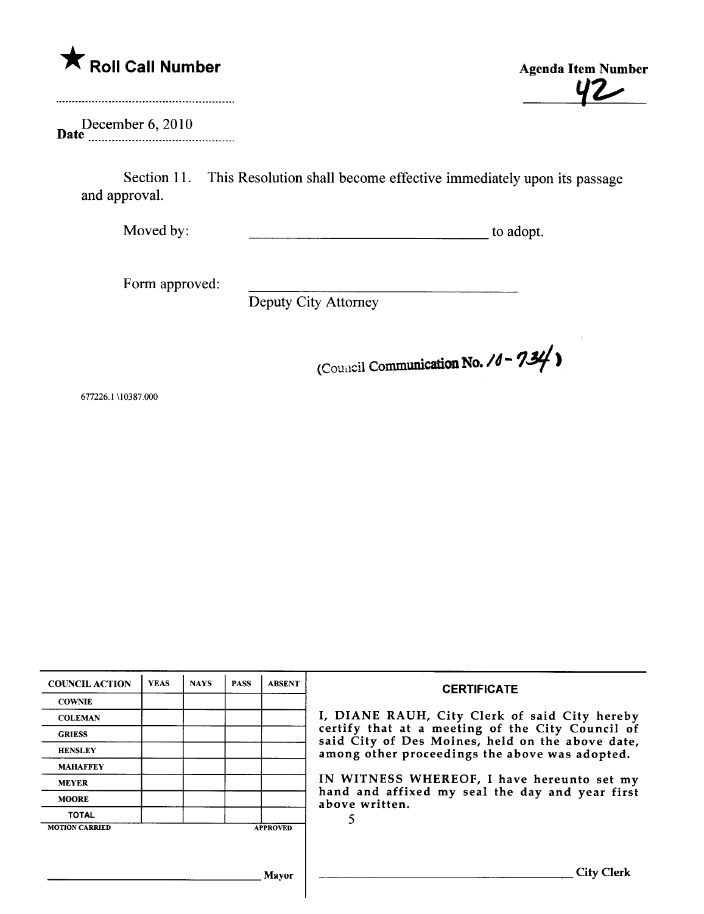★ **Roll Call Number**

..........................................................

Date December 6, 2010

**Agenda Item Number**

42

Section 11. This Resolution shall become effective immediately upon its passage and approval.

Moved by: _______________________________ to adopt.

Form approved: _______________________________

Deputy City Attorney

(Council Communication No. 10-734)

677226.1 \10387.000

| COUNCIL ACTION | YEAS | NAYS | PASS | ABSENT |
|---|---|---|---|---|
| COWNIE | | | | |
| COLEMAN | | | | |
| GRIESS | | | | |
| HENSLEY | | | | |
| MAHAFFEY | | | | |
| MEYER | | | | |
| MOORE | | | | |
| TOTAL | | | | |

MOTION CARRIED APPROVED

_______________________________ Mayor

**CERTIFICATE**

I, DIANE RAUH, City Clerk of said City hereby certify that at a meeting of the City Council of said City of Des Moines, held on the above date, among other proceedings the above was adopted.

IN WITNESS WHEREOF, I have hereunto set my hand and affixed my seal the day and year first above written.

5

_______________________________ City Clerk